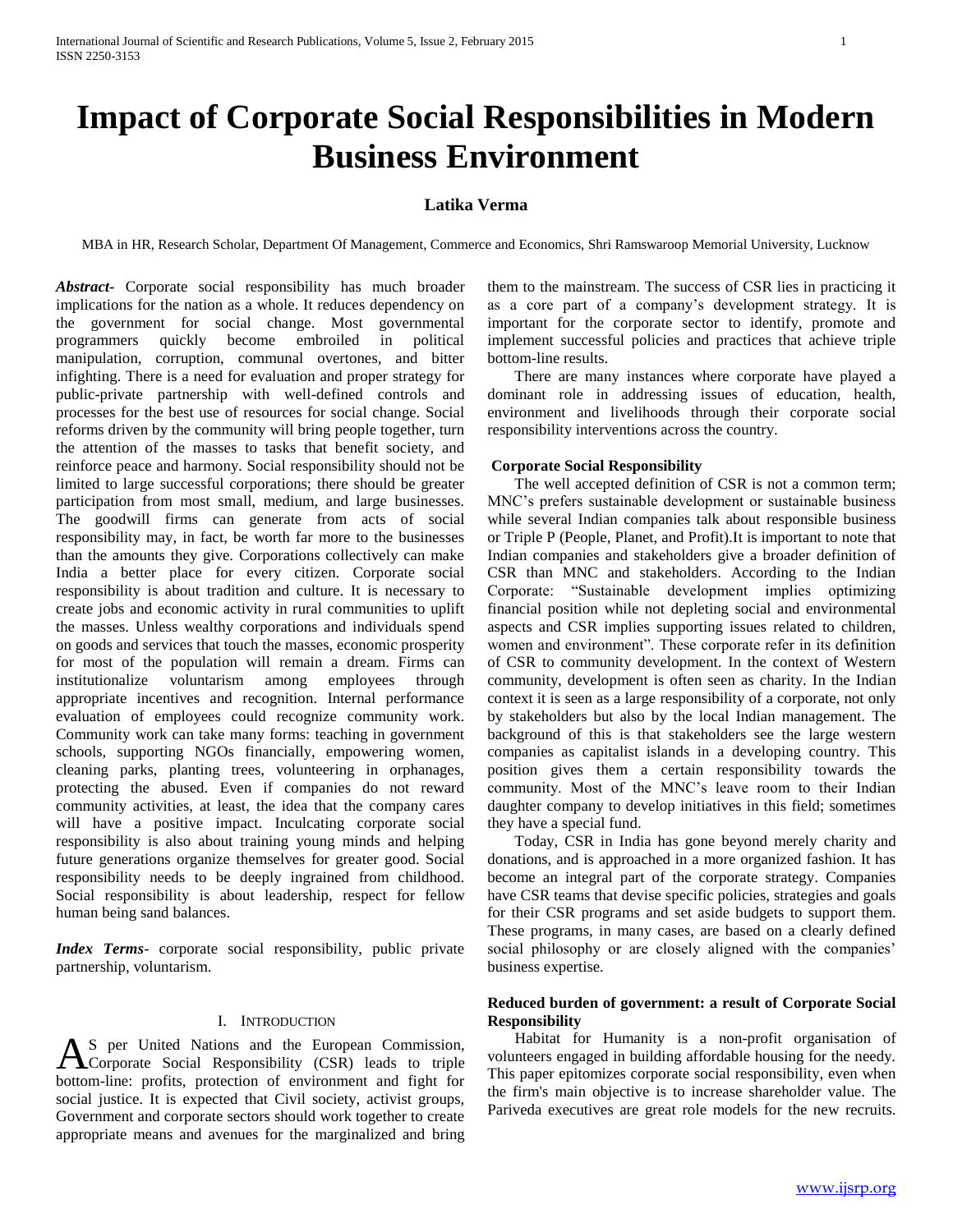# Impact of Corporate Social Responsibilities in Modern Business Environment

**Latika Verma**

MBA in HR, Research Scholar, Department Of Management, Commerce and Economics, Shri Ramswaroop Memorial University, Lucknow

***Abstract-*** Corporate social responsibility has much broader implications for the nation as a whole. It reduces dependency on the government for social change. Most governmental programmers quickly become embroiled in political manipulation, corruption, communal overtones, and bitter infighting. There is a need for evaluation and proper strategy for public-private partnership with well-defined controls and processes for the best use of resources for social change. Social reforms driven by the community will bring people together, turn the attention of the masses to tasks that benefit society, and reinforce peace and harmony. Social responsibility should not be limited to large successful corporations; there should be greater participation from most small, medium, and large businesses. The goodwill firms can generate from acts of social responsibility may, in fact, be worth far more to the businesses than the amounts they give. Corporations collectively can make India a better place for every citizen. Corporate social responsibility is about tradition and culture. It is necessary to create jobs and economic activity in rural communities to uplift the masses. Unless wealthy corporations and individuals spend on goods and services that touch the masses, economic prosperity for most of the population will remain a dream. Firms can institutionalize voluntarism among employees through appropriate incentives and recognition. Internal performance evaluation of employees could recognize community work. Community work can take many forms: teaching in government schools, supporting NGOs financially, empowering women, cleaning parks, planting trees, volunteering in orphanages, protecting the abused. Even if companies do not reward community activities, at least, the idea that the company cares will have a positive impact. Inculcating corporate social responsibility is also about training young minds and helping future generations organize themselves for greater good. Social responsibility needs to be deeply ingrained from childhood. Social responsibility is about leadership, respect for fellow human being sand balances.

***Index Terms-*** corporate social responsibility, public private partnership, voluntarism.

## I. Introduction

As per United Nations and the European Commission, Corporate Social Responsibility (CSR) leads to triple bottom-line: profits, protection of environment and fight for social justice. It is expected that Civil society, activist groups, Government and corporate sectors should work together to create appropriate means and avenues for the marginalized and bring them to the mainstream. The success of CSR lies in practicing it as a core part of a company's development strategy. It is important for the corporate sector to identify, promote and implement successful policies and practices that achieve triple bottom-line results.

There are many instances where corporate have played a dominant role in addressing issues of education, health, environment and livelihoods through their corporate social responsibility interventions across the country.

### Corporate Social Responsibility

The well accepted definition of CSR is not a common term; MNC's prefers sustainable development or sustainable business while several Indian companies talk about responsible business or Triple P (People, Planet, and Profit).It is important to note that Indian companies and stakeholders give a broader definition of CSR than MNC and stakeholders. According to the Indian Corporate: "Sustainable development implies optimizing financial position while not depleting social and environmental aspects and CSR implies supporting issues related to children, women and environment". These corporate refer in its definition of CSR to community development. In the context of Western community, development is often seen as charity. In the Indian context it is seen as a large responsibility of a corporate, not only by stakeholders but also by the local Indian management. The background of this is that stakeholders see the large western companies as capitalist islands in a developing country. This position gives them a certain responsibility towards the community. Most of the MNC's leave room to their Indian daughter company to develop initiatives in this field; sometimes they have a special fund.

Today, CSR in India has gone beyond merely charity and donations, and is approached in a more organized fashion. It has become an integral part of the corporate strategy. Companies have CSR teams that devise specific policies, strategies and goals for their CSR programs and set aside budgets to support them. These programs, in many cases, are based on a clearly defined social philosophy or are closely aligned with the companies' business expertise.

### Reduced burden of government: a result of Corporate Social Responsibility

Habitat for Humanity is a non-profit organisation of volunteers engaged in building affordable housing for the needy. This paper epitomizes corporate social responsibility, even when the firm's main objective is to increase shareholder value. The Pariveda executives are great role models for the new recruits.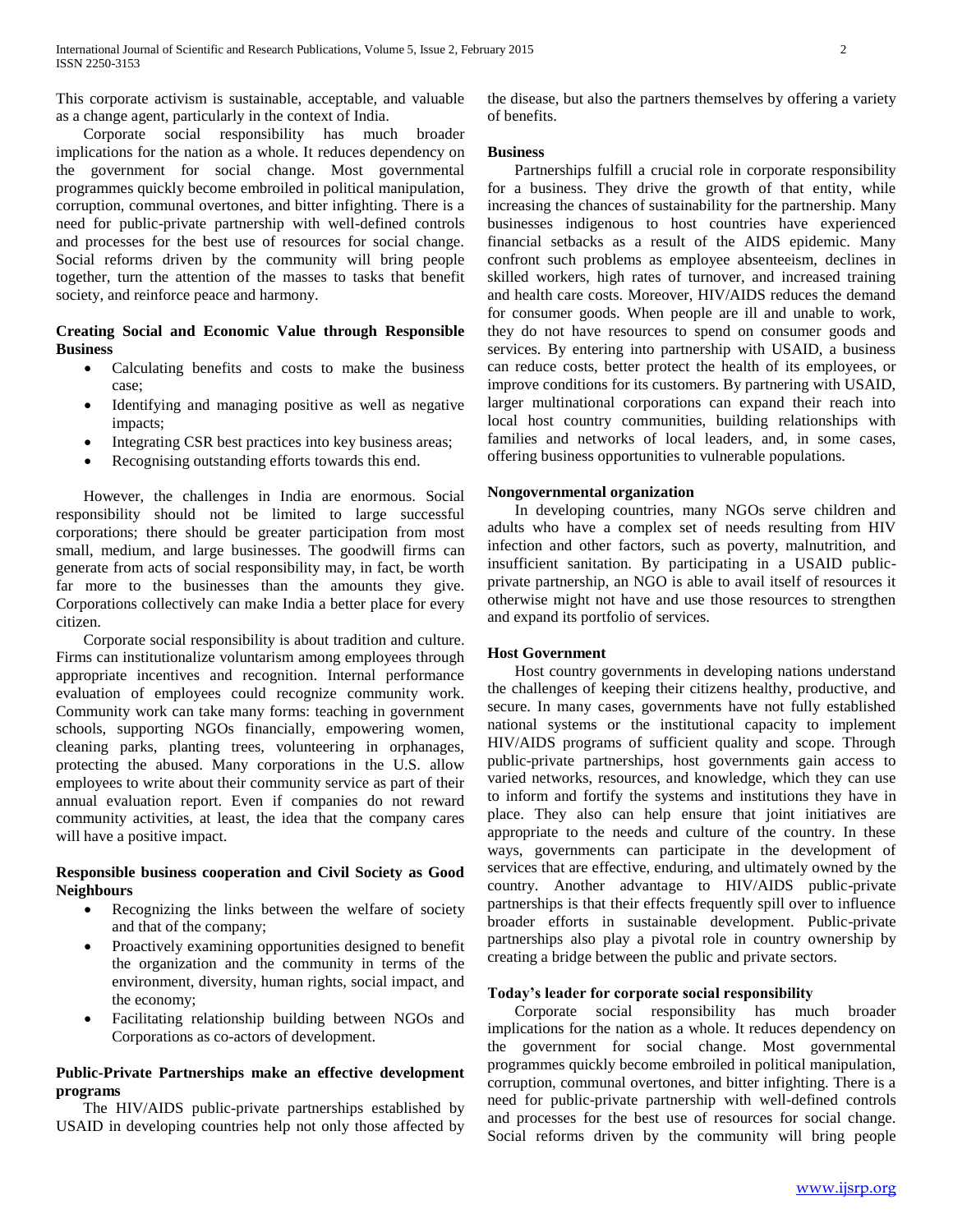This corporate activism is sustainable, acceptable, and valuable as a change agent, particularly in the context of India.

Corporate social responsibility has much broader implications for the nation as a whole. It reduces dependency on the government for social change. Most governmental programmes quickly become embroiled in political manipulation, corruption, communal overtones, and bitter infighting. There is a need for public-private partnership with well-defined controls and processes for the best use of resources for social change. Social reforms driven by the community will bring people together, turn the attention of the masses to tasks that benefit society, and reinforce peace and harmony.

**Creating Social and Economic Value through Responsible Business**

- Calculating benefits and costs to make the business case;
- Identifying and managing positive as well as negative impacts;
- Integrating CSR best practices into key business areas;
- Recognising outstanding efforts towards this end.

However, the challenges in India are enormous. Social responsibility should not be limited to large successful corporations; there should be greater participation from most small, medium, and large businesses. The goodwill firms can generate from acts of social responsibility may, in fact, be worth far more to the businesses than the amounts they give. Corporations collectively can make India a better place for every citizen.

Corporate social responsibility is about tradition and culture. Firms can institutionalize voluntarism among employees through appropriate incentives and recognition. Internal performance evaluation of employees could recognize community work. Community work can take many forms: teaching in government schools, supporting NGOs financially, empowering women, cleaning parks, planting trees, volunteering in orphanages, protecting the abused. Many corporations in the U.S. allow employees to write about their community service as part of their annual evaluation report. Even if companies do not reward community activities, at least, the idea that the company cares will have a positive impact.

**Responsible business cooperation and Civil Society as Good Neighbours**

- Recognizing the links between the welfare of society and that of the company;
- Proactively examining opportunities designed to benefit the organization and the community in terms of the environment, diversity, human rights, social impact, and the economy;
- Facilitating relationship building between NGOs and Corporations as co-actors of development.

**Public-Private Partnerships make an effective development programs**

The HIV/AIDS public-private partnerships established by USAID in developing countries help not only those affected by the disease, but also the partners themselves by offering a variety of benefits.

**Business**

Partnerships fulfill a crucial role in corporate responsibility for a business. They drive the growth of that entity, while increasing the chances of sustainability for the partnership. Many businesses indigenous to host countries have experienced financial setbacks as a result of the AIDS epidemic. Many confront such problems as employee absenteeism, declines in skilled workers, high rates of turnover, and increased training and health care costs. Moreover, HIV/AIDS reduces the demand for consumer goods. When people are ill and unable to work, they do not have resources to spend on consumer goods and services. By entering into partnership with USAID, a business can reduce costs, better protect the health of its employees, or improve conditions for its customers. By partnering with USAID, larger multinational corporations can expand their reach into local host country communities, building relationships with families and networks of local leaders, and, in some cases, offering business opportunities to vulnerable populations.

**Nongovernmental organization**

In developing countries, many NGOs serve children and adults who have a complex set of needs resulting from HIV infection and other factors, such as poverty, malnutrition, and insufficient sanitation. By participating in a USAID public-private partnership, an NGO is able to avail itself of resources it otherwise might not have and use those resources to strengthen and expand its portfolio of services.

**Host Government**

Host country governments in developing nations understand the challenges of keeping their citizens healthy, productive, and secure. In many cases, governments have not fully established national systems or the institutional capacity to implement HIV/AIDS programs of sufficient quality and scope. Through public-private partnerships, host governments gain access to varied networks, resources, and knowledge, which they can use to inform and fortify the systems and institutions they have in place. They also can help ensure that joint initiatives are appropriate to the needs and culture of the country. In these ways, governments can participate in the development of services that are effective, enduring, and ultimately owned by the country. Another advantage to HIV/AIDS public-private partnerships is that their effects frequently spill over to influence broader efforts in sustainable development. Public-private partnerships also play a pivotal role in country ownership by creating a bridge between the public and private sectors.

**Today's leader for corporate social responsibility**

Corporate social responsibility has much broader implications for the nation as a whole. It reduces dependency on the government for social change. Most governmental programmes quickly become embroiled in political manipulation, corruption, communal overtones, and bitter infighting. There is a need for public-private partnership with well-defined controls and processes for the best use of resources for social change. Social reforms driven by the community will bring people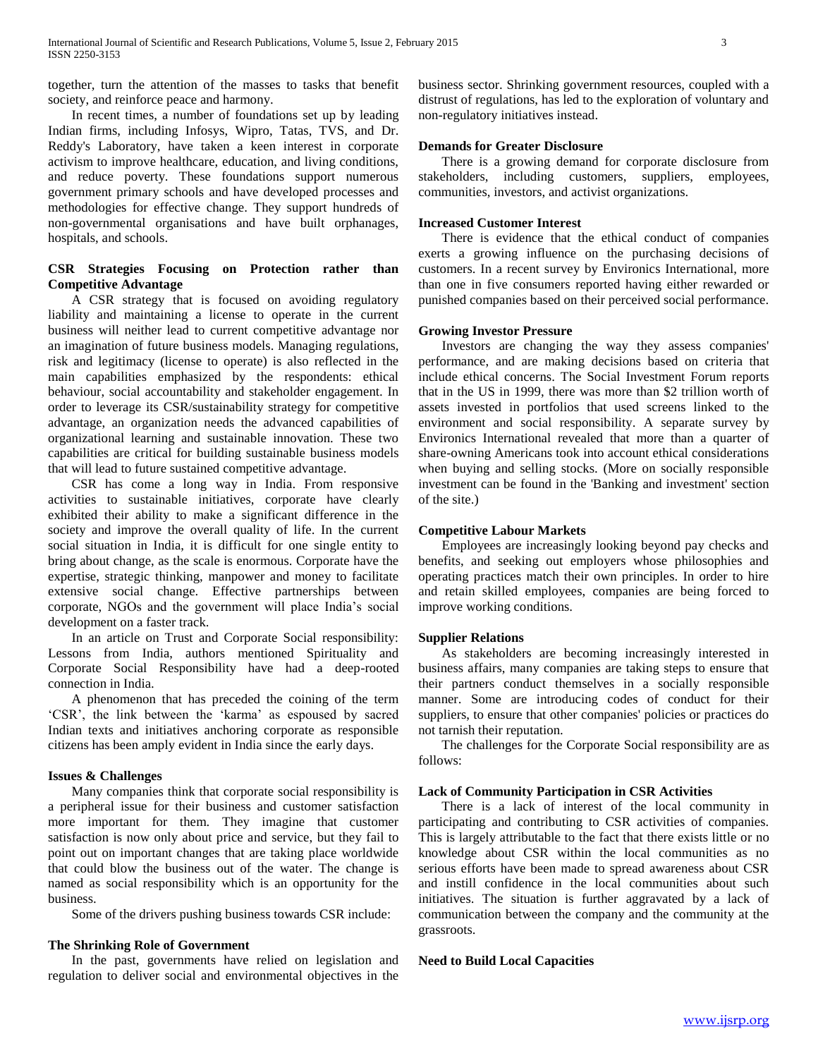together, turn the attention of the masses to tasks that benefit society, and reinforce peace and harmony.

In recent times, a number of foundations set up by leading Indian firms, including Infosys, Wipro, Tatas, TVS, and Dr. Reddy's Laboratory, have taken a keen interest in corporate activism to improve healthcare, education, and living conditions, and reduce poverty. These foundations support numerous government primary schools and have developed processes and methodologies for effective change. They support hundreds of non-governmental organisations and have built orphanages, hospitals, and schools.

### CSR Strategies Focusing on Protection rather than Competitive Advantage

A CSR strategy that is focused on avoiding regulatory liability and maintaining a license to operate in the current business will neither lead to current competitive advantage nor an imagination of future business models. Managing regulations, risk and legitimacy (license to operate) is also reflected in the main capabilities emphasized by the respondents: ethical behaviour, social accountability and stakeholder engagement. In order to leverage its CSR/sustainability strategy for competitive advantage, an organization needs the advanced capabilities of organizational learning and sustainable innovation. These two capabilities are critical for building sustainable business models that will lead to future sustained competitive advantage.

CSR has come a long way in India. From responsive activities to sustainable initiatives, corporate have clearly exhibited their ability to make a significant difference in the society and improve the overall quality of life. In the current social situation in India, it is difficult for one single entity to bring about change, as the scale is enormous. Corporate have the expertise, strategic thinking, manpower and money to facilitate extensive social change. Effective partnerships between corporate, NGOs and the government will place India's social development on a faster track.

In an article on Trust and Corporate Social responsibility: Lessons from India, authors mentioned Spirituality and Corporate Social Responsibility have had a deep-rooted connection in India.

A phenomenon that has preceded the coining of the term 'CSR', the link between the 'karma' as espoused by sacred Indian texts and initiatives anchoring corporate as responsible citizens has been amply evident in India since the early days.

### Issues & Challenges

Many companies think that corporate social responsibility is a peripheral issue for their business and customer satisfaction more important for them. They imagine that customer satisfaction is now only about price and service, but they fail to point out on important changes that are taking place worldwide that could blow the business out of the water. The change is named as social responsibility which is an opportunity for the business.

Some of the drivers pushing business towards CSR include:

### The Shrinking Role of Government

In the past, governments have relied on legislation and regulation to deliver social and environmental objectives in the business sector. Shrinking government resources, coupled with a distrust of regulations, has led to the exploration of voluntary and non-regulatory initiatives instead.

### Demands for Greater Disclosure

There is a growing demand for corporate disclosure from stakeholders, including customers, suppliers, employees, communities, investors, and activist organizations.

### Increased Customer Interest

There is evidence that the ethical conduct of companies exerts a growing influence on the purchasing decisions of customers. In a recent survey by Environics International, more than one in five consumers reported having either rewarded or punished companies based on their perceived social performance.

### Growing Investor Pressure

Investors are changing the way they assess companies' performance, and are making decisions based on criteria that include ethical concerns. The Social Investment Forum reports that in the US in 1999, there was more than $2 trillion worth of assets invested in portfolios that used screens linked to the environment and social responsibility. A separate survey by Environics International revealed that more than a quarter of share-owning Americans took into account ethical considerations when buying and selling stocks. (More on socially responsible investment can be found in the 'Banking and investment' section of the site.)

### Competitive Labour Markets

Employees are increasingly looking beyond pay checks and benefits, and seeking out employers whose philosophies and operating practices match their own principles. In order to hire and retain skilled employees, companies are being forced to improve working conditions.

### Supplier Relations

As stakeholders are becoming increasingly interested in business affairs, many companies are taking steps to ensure that their partners conduct themselves in a socially responsible manner. Some are introducing codes of conduct for their suppliers, to ensure that other companies' policies or practices do not tarnish their reputation.

The challenges for the Corporate Social responsibility are as follows:

### Lack of Community Participation in CSR Activities

There is a lack of interest of the local community in participating and contributing to CSR activities of companies. This is largely attributable to the fact that there exists little or no knowledge about CSR within the local communities as no serious efforts have been made to spread awareness about CSR and instill confidence in the local communities about such initiatives. The situation is further aggravated by a lack of communication between the company and the community at the grassroots.

### Need to Build Local Capacities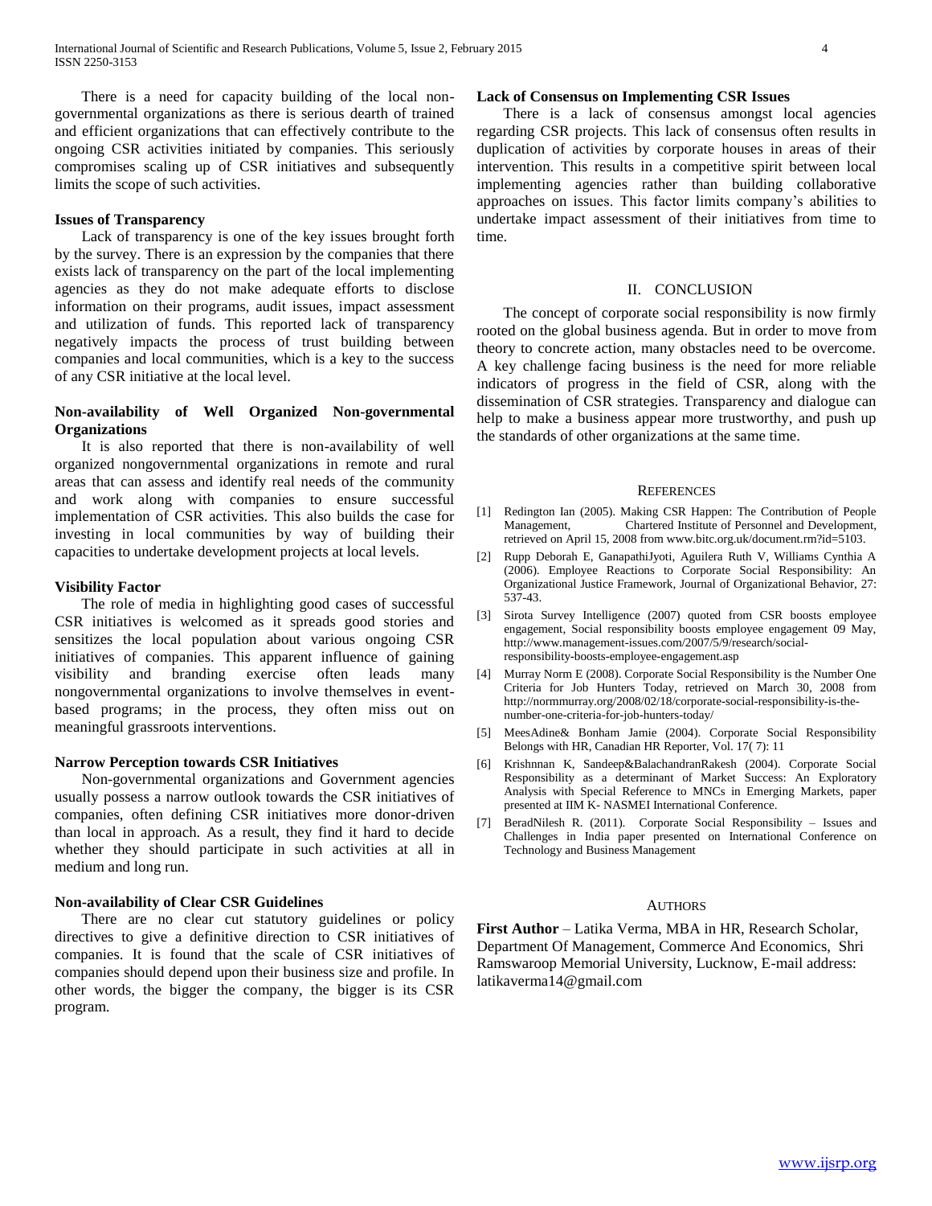There is a need for capacity building of the local non-governmental organizations as there is serious dearth of trained and efficient organizations that can effectively contribute to the ongoing CSR activities initiated by companies. This seriously compromises scaling up of CSR initiatives and subsequently limits the scope of such activities.

#### Issues of Transparency

Lack of transparency is one of the key issues brought forth by the survey. There is an expression by the companies that there exists lack of transparency on the part of the local implementing agencies as they do not make adequate efforts to disclose information on their programs, audit issues, impact assessment and utilization of funds. This reported lack of transparency negatively impacts the process of trust building between companies and local communities, which is a key to the success of any CSR initiative at the local level.

#### Non-availability of Well Organized Non-governmental Organizations

It is also reported that there is non-availability of well organized nongovernmental organizations in remote and rural areas that can assess and identify real needs of the community and work along with companies to ensure successful implementation of CSR activities. This also builds the case for investing in local communities by way of building their capacities to undertake development projects at local levels.

#### Visibility Factor

The role of media in highlighting good cases of successful CSR initiatives is welcomed as it spreads good stories and sensitizes the local population about various ongoing CSR initiatives of companies. This apparent influence of gaining visibility and branding exercise often leads many nongovernmental organizations to involve themselves in event-based programs; in the process, they often miss out on meaningful grassroots interventions.

#### Narrow Perception towards CSR Initiatives

Non-governmental organizations and Government agencies usually possess a narrow outlook towards the CSR initiatives of companies, often defining CSR initiatives more donor-driven than local in approach. As a result, they find it hard to decide whether they should participate in such activities at all in medium and long run.

#### Non-availability of Clear CSR Guidelines

There are no clear cut statutory guidelines or policy directives to give a definitive direction to CSR initiatives of companies. It is found that the scale of CSR initiatives of companies should depend upon their business size and profile. In other words, the bigger the company, the bigger is its CSR program.

#### Lack of Consensus on Implementing CSR Issues

There is a lack of consensus amongst local agencies regarding CSR projects. This lack of consensus often results in duplication of activities by corporate houses in areas of their intervention. This results in a competitive spirit between local implementing agencies rather than building collaborative approaches on issues. This factor limits company's abilities to undertake impact assessment of their initiatives from time to time.

## II. CONCLUSION

The concept of corporate social responsibility is now firmly rooted on the global business agenda. But in order to move from theory to concrete action, many obstacles need to be overcome. A key challenge facing business is the need for more reliable indicators of progress in the field of CSR, along with the dissemination of CSR strategies. Transparency and dialogue can help to make a business appear more trustworthy, and push up the standards of other organizations at the same time.

## REFERENCES

[1] Redington Ian (2005). Making CSR Happen: The Contribution of People Management, Chartered Institute of Personnel and Development, retrieved on April 15, 2008 from www.bitc.org.uk/document.rm?id=5103.

[2] Rupp Deborah E, GanapathiJyoti, Aguilera Ruth V, Williams Cynthia A (2006). Employee Reactions to Corporate Social Responsibility: An Organizational Justice Framework, Journal of Organizational Behavior, 27: 537-43.

[3] Sirota Survey Intelligence (2007) quoted from CSR boosts employee engagement, Social responsibility boosts employee engagement 09 May, http://www.management-issues.com/2007/5/9/research/social-responsibility-boosts-employee-engagement.asp

[4] Murray Norm E (2008). Corporate Social Responsibility is the Number One Criteria for Job Hunters Today, retrieved on March 30, 2008 from http://normmurray.org/2008/02/18/corporate-social-responsibility-is-the-number-one-criteria-for-job-hunters-today/

[5] MeesAdine& Bonham Jamie (2004). Corporate Social Responsibility Belongs with HR, Canadian HR Reporter, Vol. 17( 7): 11

[6] Krishnnan K, Sandeep&BalachandranRakesh (2004). Corporate Social Responsibility as a determinant of Market Success: An Exploratory Analysis with Special Reference to MNCs in Emerging Markets, paper presented at IIM K- NASMEI International Conference.

[7] BeradNilesh R. (2011). Corporate Social Responsibility – Issues and Challenges in India paper presented on International Conference on Technology and Business Management

## AUTHORS

**First Author** – Latika Verma, MBA in HR, Research Scholar, Department Of Management, Commerce And Economics, Shri Ramswaroop Memorial University, Lucknow, E-mail address: latikaverma14@gmail.com